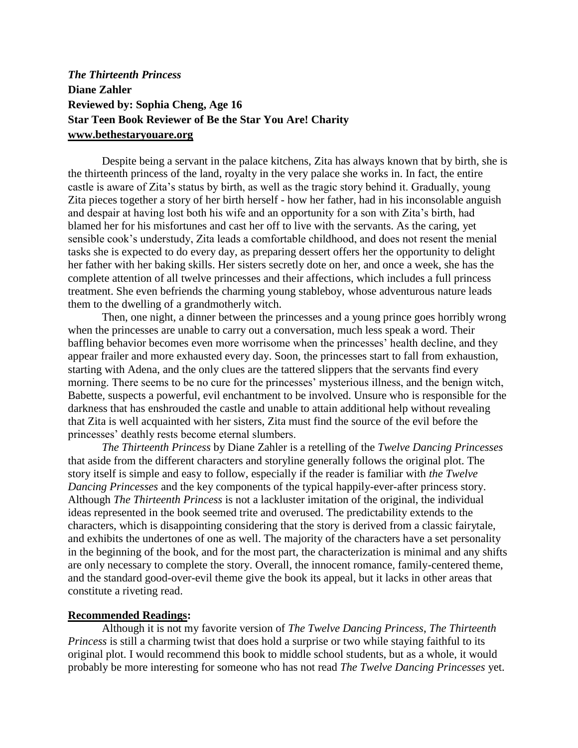***The Thirteenth Princess***
**Diane Zahler**
**Reviewed by: Sophia Cheng, Age 16**
**Star Teen Book Reviewer of Be the Star You Are! Charity**
**www.bethestaryouare.org**

Despite being a servant in the palace kitchens, Zita has always known that by birth, she is the thirteenth princess of the land, royalty in the very palace she works in. In fact, the entire castle is aware of Zita's status by birth, as well as the tragic story behind it. Gradually, young Zita pieces together a story of her birth herself - how her father, had in his inconsolable anguish and despair at having lost both his wife and an opportunity for a son with Zita's birth, had blamed her for his misfortunes and cast her off to live with the servants. As the caring, yet sensible cook's understudy, Zita leads a comfortable childhood, and does not resent the menial tasks she is expected to do every day, as preparing dessert offers her the opportunity to delight her father with her baking skills. Her sisters secretly dote on her, and once a week, she has the complete attention of all twelve princesses and their affections, which includes a full princess treatment. She even befriends the charming young stableboy, whose adventurous nature leads them to the dwelling of a grandmotherly witch.

Then, one night, a dinner between the princesses and a young prince goes horribly wrong when the princesses are unable to carry out a conversation, much less speak a word. Their baffling behavior becomes even more worrisome when the princesses' health decline, and they appear frailer and more exhausted every day. Soon, the princesses start to fall from exhaustion, starting with Adena, and the only clues are the tattered slippers that the servants find every morning. There seems to be no cure for the princesses' mysterious illness, and the benign witch, Babette, suspects a powerful, evil enchantment to be involved. Unsure who is responsible for the darkness that has enshrouded the castle and unable to attain additional help without revealing that Zita is well acquainted with her sisters, Zita must find the source of the evil before the princesses' deathly rests become eternal slumbers.

*The Thirteenth Princess* by Diane Zahler is a retelling of the *Twelve Dancing Princesses* that aside from the different characters and storyline generally follows the original plot. The story itself is simple and easy to follow, especially if the reader is familiar with *the Twelve Dancing Princesses* and the key components of the typical happily-ever-after princess story. Although *The Thirteenth Princess* is not a lackluster imitation of the original, the individual ideas represented in the book seemed trite and overused. The predictability extends to the characters, which is disappointing considering that the story is derived from a classic fairytale, and exhibits the undertones of one as well. The majority of the characters have a set personality in the beginning of the book, and for the most part, the characterization is minimal and any shifts are only necessary to complete the story. Overall, the innocent romance, family-centered theme, and the standard good-over-evil theme give the book its appeal, but it lacks in other areas that constitute a riveting read.

**Recommended Readings:**

Although it is not my favorite version of *The Twelve Dancing Princess*, *The Thirteenth Princess* is still a charming twist that does hold a surprise or two while staying faithful to its original plot. I would recommend this book to middle school students, but as a whole, it would probably be more interesting for someone who has not read *The Twelve Dancing Princesses* yet.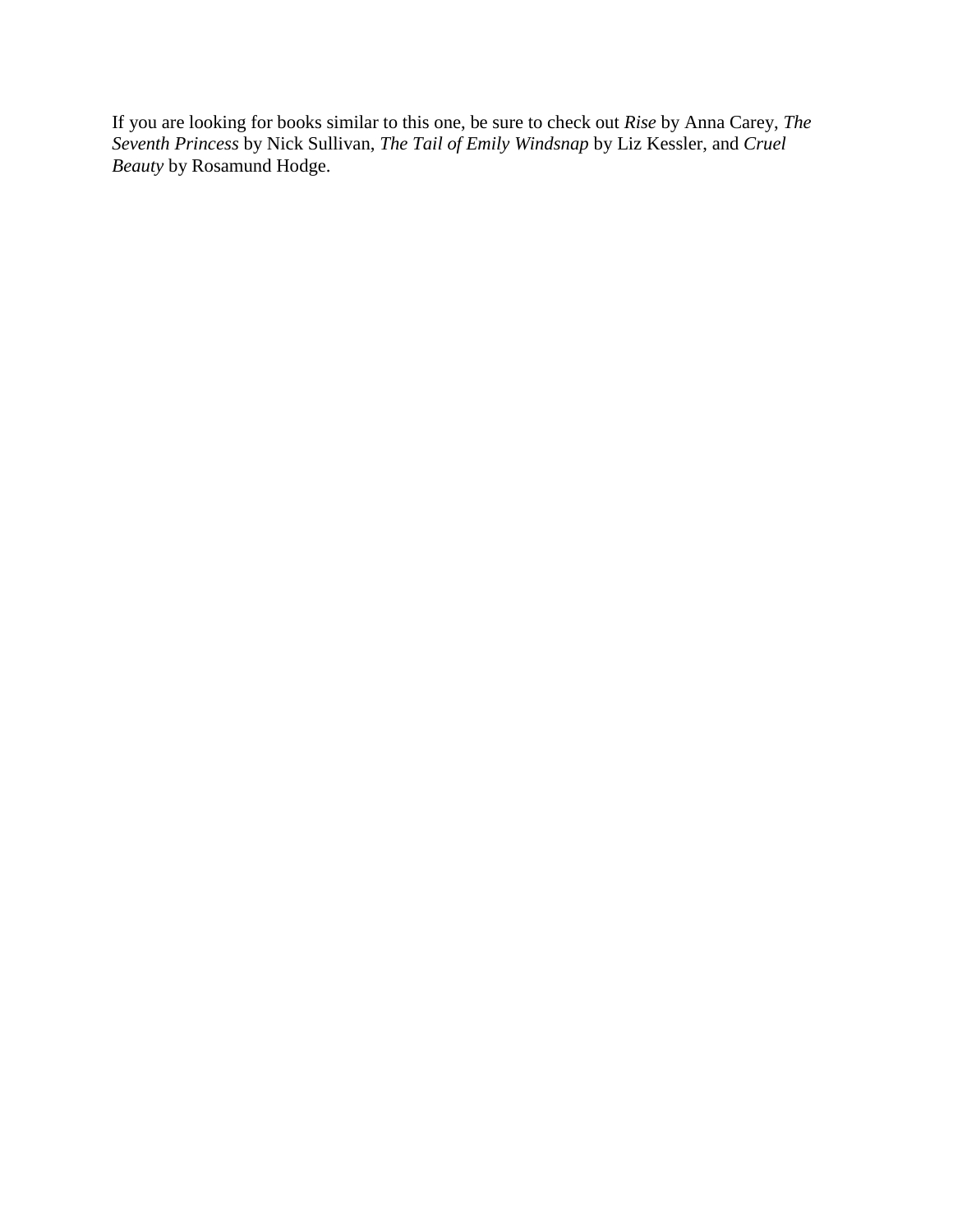If you are looking for books similar to this one, be sure to check out *Rise* by Anna Carey, *The Seventh Princess* by Nick Sullivan, *The Tail of Emily Windsnap* by Liz Kessler, and *Cruel Beauty* by Rosamund Hodge.